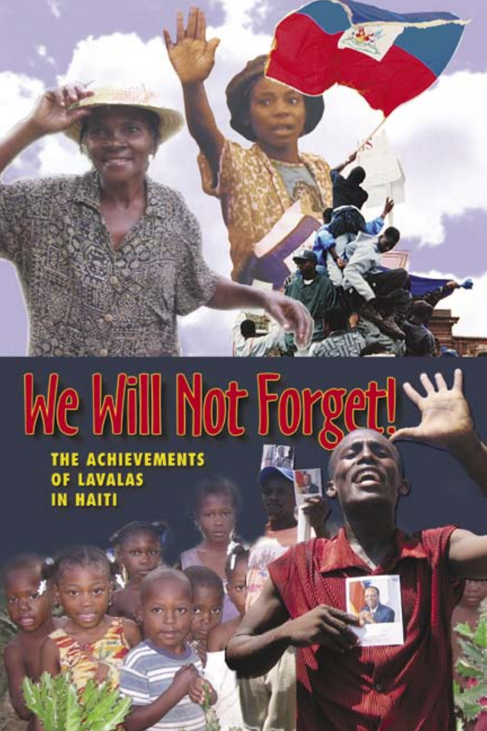# We Will Not Forget!

## THE ACHIEVEMENTS OF LAVALAS IN HAITI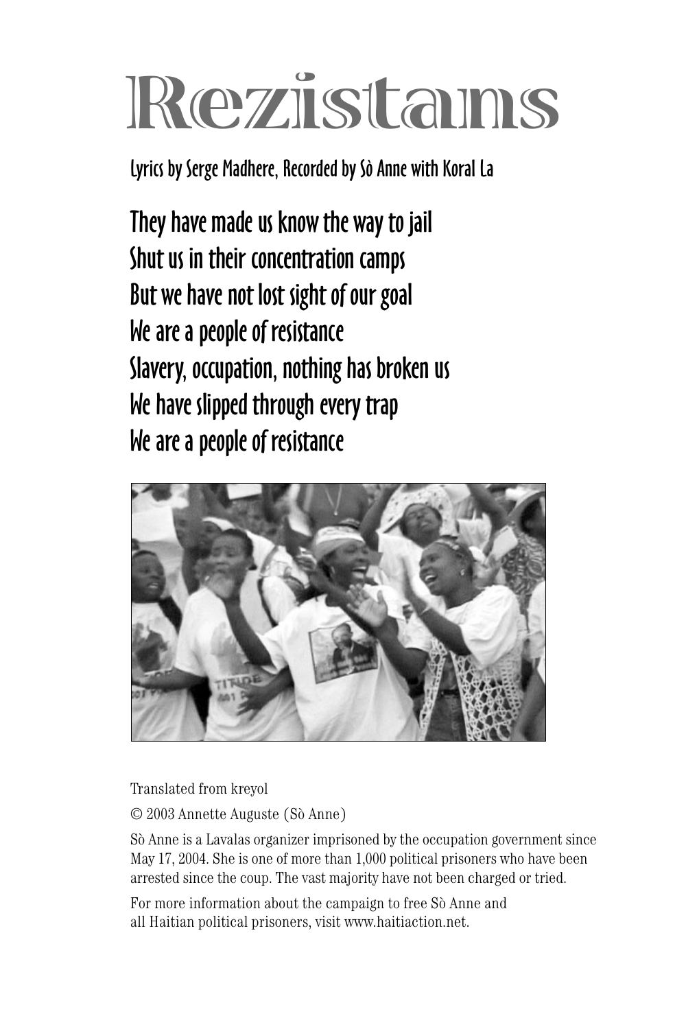# Rezistans

Lyrics by Serge Madhere, Recorded by Sò Anne with Koral La

**They have made us know the way to jail**
**Shut us in their concentration camps**
**But we have not lost sight of our goal**
**We are a people of resistance**
**Slavery, occupation, nothing has broken us**
**We have slipped through every trap**
**We are a people of resistance**

Translated from kreyol

© 2003 Annette Auguste (Sò Anne)

Sò Anne is a Lavalas organizer imprisoned by the occupation government since May 17, 2004. She is one of more than 1,000 political prisoners who have been arrested since the coup. The vast majority have not been charged or tried.

For more information about the campaign to free Sò Anne and all Haitian political prisoners, visit www.haitiaction.net.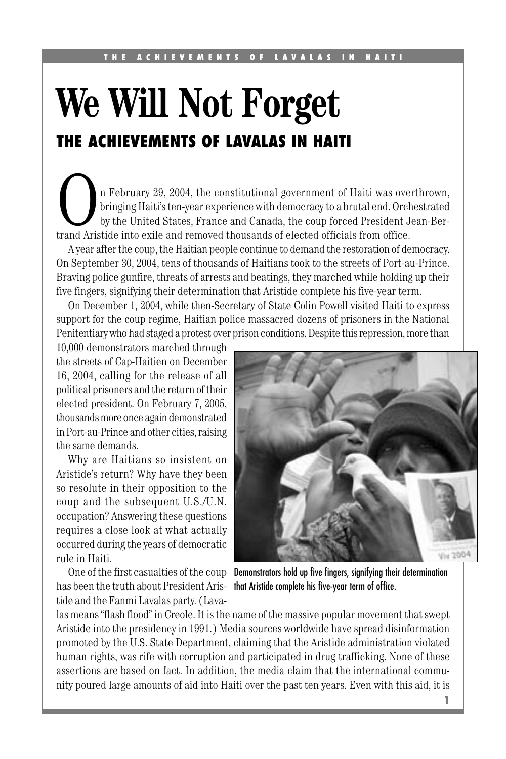# We Will Not Forget

## THE ACHIEVEMENTS OF LAVALAS IN HAITI

On February 29, 2004, the constitutional government of Haiti was overthrown, bringing Haiti's ten-year experience with democracy to a brutal end. Orchestrated by the United States, France and Canada, the coup forced President Jean-Bertrand Aristide into exile and removed thousands of elected officials from office.

A year after the coup, the Haitian people continue to demand the restoration of democracy. On September 30, 2004, tens of thousands of Haitians took to the streets of Port-au-Prince. Braving police gunfire, threats of arrests and beatings, they marched while holding up their five fingers, signifying their determination that Aristide complete his five-year term.

On December 1, 2004, while then-Secretary of State Colin Powell visited Haiti to express support for the coup regime, Haitian police massacred dozens of prisoners in the National Penitentiary who had staged a protest over prison conditions. Despite this repression, more than 10,000 demonstrators marched through the streets of Cap-Haitien on December 16, 2004, calling for the release of all political prisoners and the return of their elected president. On February 7, 2005, thousands more once again demonstrated in Port-au-Prince and other cities, raising the same demands.

Why are Haitians so insistent on Aristide's return? Why have they been so resolute in their opposition to the coup and the subsequent U.S./U.N. occupation? Answering these questions requires a close look at what actually occurred during the years of democratic rule in Haiti.

Demonstrators hold up five fingers, signifying their determination that Aristide complete his five-year term of office.

One of the first casualties of the coup has been the truth about President Aristide and the Fanmi Lavalas party. (Lavalas means "flash flood" in Creole. It is the name of the massive popular movement that swept Aristide into the presidency in 1991.) Media sources worldwide have spread disinformation promoted by the U.S. State Department, claiming that the Aristide administration violated human rights, was rife with corruption and participated in drug trafficking. None of these assertions are based on fact. In addition, the media claim that the international community poured large amounts of aid into Haiti over the past ten years. Even with this aid, it is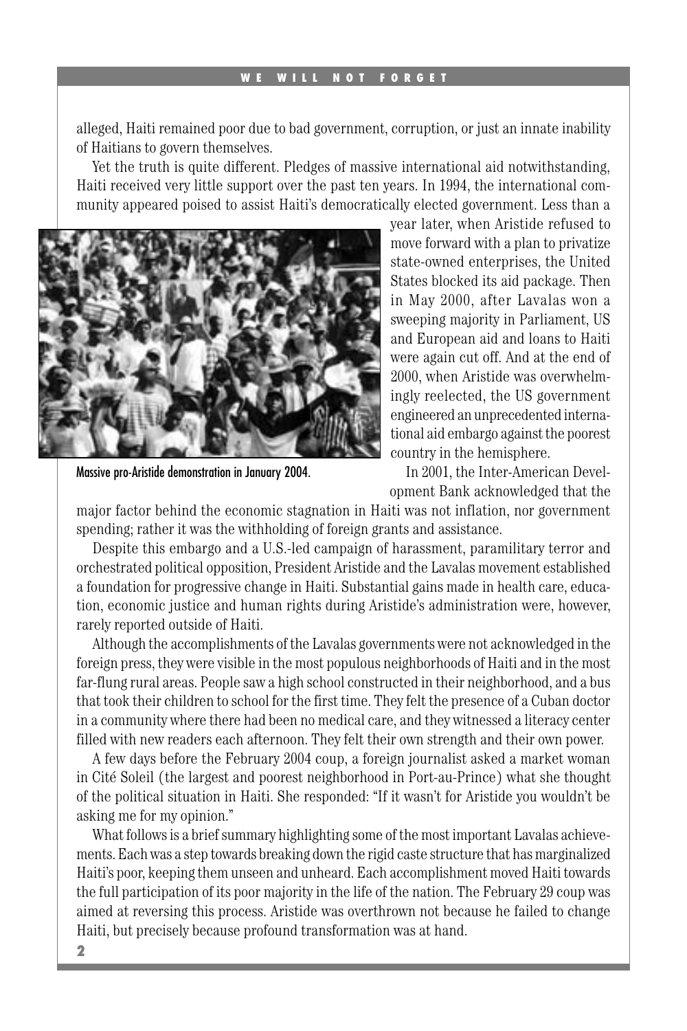alleged, Haiti remained poor due to bad government, corruption, or just an innate inability of Haitians to govern themselves.

Yet the truth is quite different. Pledges of massive international aid notwithstanding, Haiti received very little support over the past ten years. In 1994, the international community appeared poised to assist Haiti's democratically elected government. Less than a year later, when Aristide refused to move forward with a plan to privatize state-owned enterprises, the United States blocked its aid package. Then in May 2000, after Lavalas won a sweeping majority in Parliament, US and European aid and loans to Haiti were again cut off. And at the end of 2000, when Aristide was overwhelmingly reelected, the US government engineered an unprecedented international aid embargo against the poorest country in the hemisphere.

Massive pro-Aristide demonstration in January 2004.

In 2001, the Inter-American Development Bank acknowledged that the major factor behind the economic stagnation in Haiti was not inflation, nor government spending; rather it was the withholding of foreign grants and assistance.

Despite this embargo and a U.S.-led campaign of harassment, paramilitary terror and orchestrated political opposition, President Aristide and the Lavalas movement established a foundation for progressive change in Haiti. Substantial gains made in health care, education, economic justice and human rights during Aristide's administration were, however, rarely reported outside of Haiti.

Although the accomplishments of the Lavalas governments were not acknowledged in the foreign press, they were visible in the most populous neighborhoods of Haiti and in the most far-flung rural areas. People saw a high school constructed in their neighborhood, and a bus that took their children to school for the first time. They felt the presence of a Cuban doctor in a community where there had been no medical care, and they witnessed a literacy center filled with new readers each afternoon. They felt their own strength and their own power.

A few days before the February 2004 coup, a foreign journalist asked a market woman in Cité Soleil (the largest and poorest neighborhood in Port-au-Prince) what she thought of the political situation in Haiti. She responded: "If it wasn't for Aristide you wouldn't be asking me for my opinion."

What follows is a brief summary highlighting some of the most important Lavalas achievements. Each was a step towards breaking down the rigid caste structure that has marginalized Haiti's poor, keeping them unseen and unheard. Each accomplishment moved Haiti towards the full participation of its poor majority in the life of the nation. The February 29 coup was aimed at reversing this process. Aristide was overthrown not because he failed to change Haiti, but precisely because profound transformation was at hand.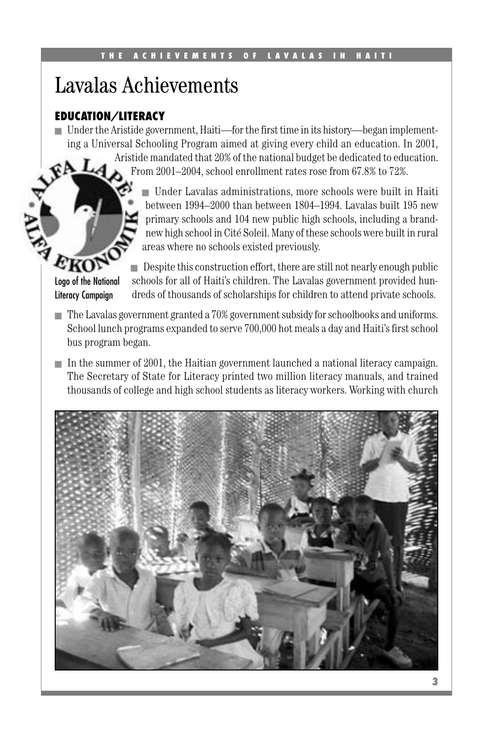# Lavalas Achievements

## EDUCATION/LITERACY

- Under the Aristide government, Haiti—for the first time in its history—began implementing a Universal Schooling Program aimed at giving every child an education. In 2001, Aristide mandated that 20% of the national budget be dedicated to education. From 2001–2004, school enrollment rates rose from 67.8% to 72%.

- Under Lavalas administrations, more schools were built in Haiti between 1994–2000 than between 1804–1994. Lavalas built 195 new primary schools and 104 new public high schools, including a brand-new high school in Cité Soleil. Many of these schools were built in rural areas where no schools existed previously.

- Despite this construction effort, there are still not nearly enough public schools for all of Haiti's children. The Lavalas government provided hundreds of thousands of scholarships for children to attend private schools.

Logo of the National Literacy Campaign

- The Lavalas government granted a 70% government subsidy for schoolbooks and uniforms. School lunch programs expanded to serve 700,000 hot meals a day and Haiti's first school bus program began.

- In the summer of 2001, the Haitian government launched a national literacy campaign. The Secretary of State for Literacy printed two million literacy manuals, and trained thousands of college and high school students as literacy workers. Working with church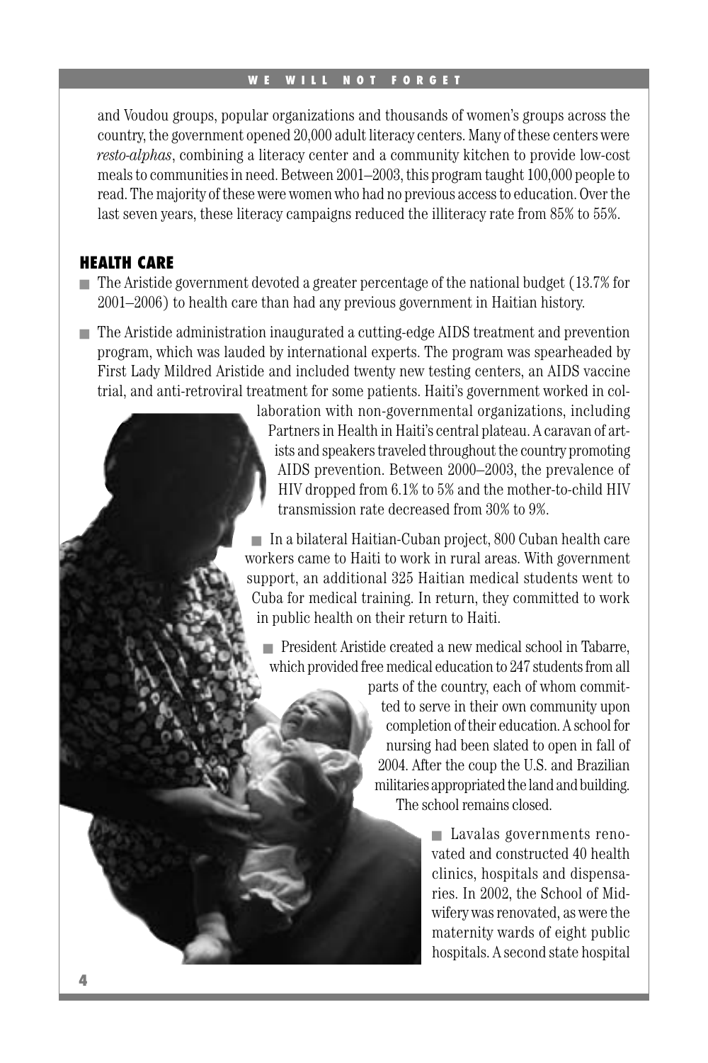and Voudou groups, popular organizations and thousands of women's groups across the country, the government opened 20,000 adult literacy centers. Many of these centers were *resto-alphas*, combining a literacy center and a community kitchen to provide low-cost meals to communities in need. Between 2001–2003, this program taught 100,000 people to read. The majority of these were women who had no previous access to education. Over the last seven years, these literacy campaigns reduced the illiteracy rate from 85% to 55%.

## HEALTH CARE

- The Aristide government devoted a greater percentage of the national budget (13.7% for 2001–2006) to health care than had any previous government in Haitian history.
- The Aristide administration inaugurated a cutting-edge AIDS treatment and prevention program, which was lauded by international experts. The program was spearheaded by First Lady Mildred Aristide and included twenty new testing centers, an AIDS vaccine trial, and anti-retroviral treatment for some patients. Haiti's government worked in collaboration with non-governmental organizations, including Partners in Health in Haiti's central plateau. A caravan of artists and speakers traveled throughout the country promoting AIDS prevention. Between 2000–2003, the prevalence of HIV dropped from 6.1% to 5% and the mother-to-child HIV transmission rate decreased from 30% to 9%.
- In a bilateral Haitian-Cuban project, 800 Cuban health care workers came to Haiti to work in rural areas. With government support, an additional 325 Haitian medical students went to Cuba for medical training. In return, they committed to work in public health on their return to Haiti.
- President Aristide created a new medical school in Tabarre, which provided free medical education to 247 students from all parts of the country, each of whom committed to serve in their own community upon completion of their education. A school for nursing had been slated to open in fall of 2004. After the coup the U.S. and Brazilian militaries appropriated the land and building. The school remains closed.
- Lavalas governments renovated and constructed 40 health clinics, hospitals and dispensaries. In 2002, the School of Midwifery was renovated, as were the maternity wards of eight public hospitals. A second state hospital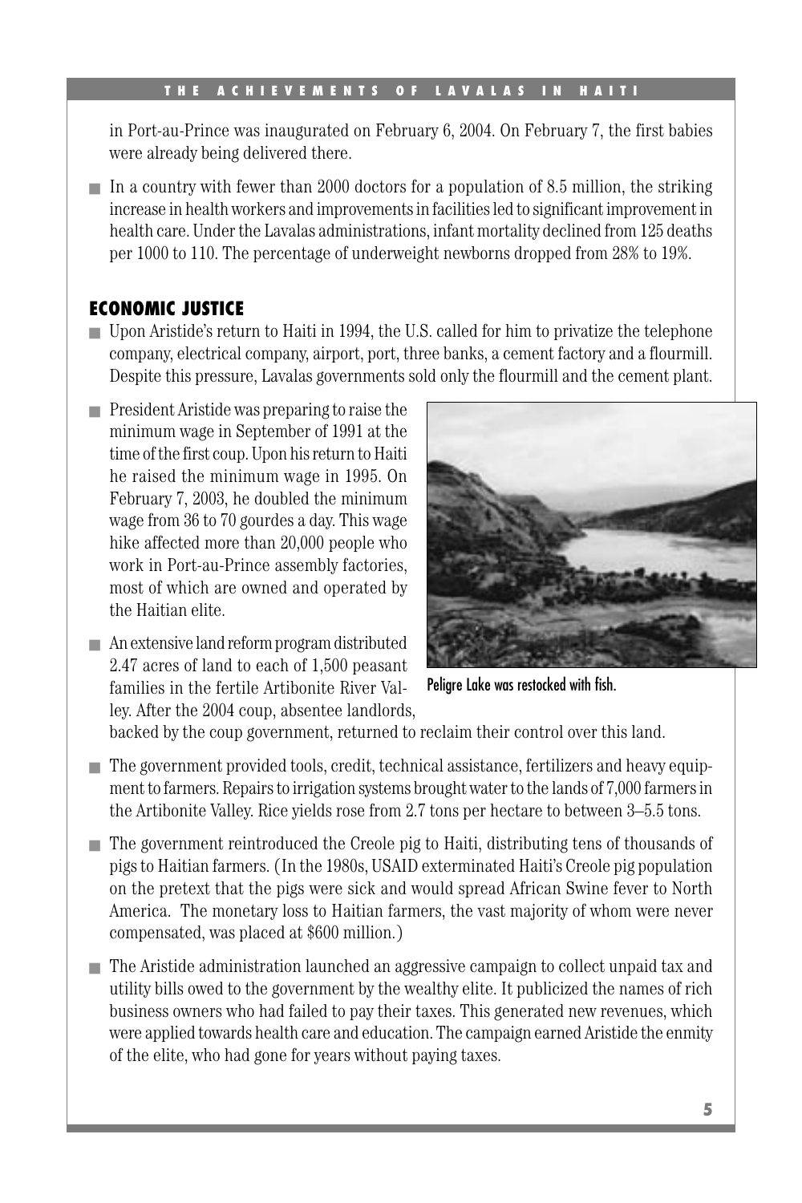in Port-au-Prince was inaugurated on February 6, 2004. On February 7, the first babies were already being delivered there.

- In a country with fewer than 2000 doctors for a population of 8.5 million, the striking increase in health workers and improvements in facilities led to significant improvement in health care. Under the Lavalas administrations, infant mortality declined from 125 deaths per 1000 to 110. The percentage of underweight newborns dropped from 28% to 19%.

## ECONOMIC JUSTICE

- Upon Aristide's return to Haiti in 1994, the U.S. called for him to privatize the telephone company, electrical company, airport, port, three banks, a cement factory and a flourmill. Despite this pressure, Lavalas governments sold only the flourmill and the cement plant.

- President Aristide was preparing to raise the minimum wage in September of 1991 at the time of the first coup. Upon his return to Haiti he raised the minimum wage in 1995. On February 7, 2003, he doubled the minimum wage from 36 to 70 gourdes a day. This wage hike affected more than 20,000 people who work in Port-au-Prince assembly factories, most of which are owned and operated by the Haitian elite.

- An extensive land reform program distributed 2.47 acres of land to each of 1,500 peasant families in the fertile Artibonite River Valley. After the 2004 coup, absentee landlords, backed by the coup government, returned to reclaim their control over this land.

Peligre Lake was restocked with fish.

- The government provided tools, credit, technical assistance, fertilizers and heavy equipment to farmers. Repairs to irrigation systems brought water to the lands of 7,000 farmers in the Artibonite Valley. Rice yields rose from 2.7 tons per hectare to between 3–5.5 tons.

- The government reintroduced the Creole pig to Haiti, distributing tens of thousands of pigs to Haitian farmers. (In the 1980s, USAID exterminated Haiti's Creole pig population on the pretext that the pigs were sick and would spread African Swine fever to North America. The monetary loss to Haitian farmers, the vast majority of whom were never compensated, was placed at $600 million.)

- The Aristide administration launched an aggressive campaign to collect unpaid tax and utility bills owed to the government by the wealthy elite. It publicized the names of rich business owners who had failed to pay their taxes. This generated new revenues, which were applied towards health care and education. The campaign earned Aristide the enmity of the elite, who had gone for years without paying taxes.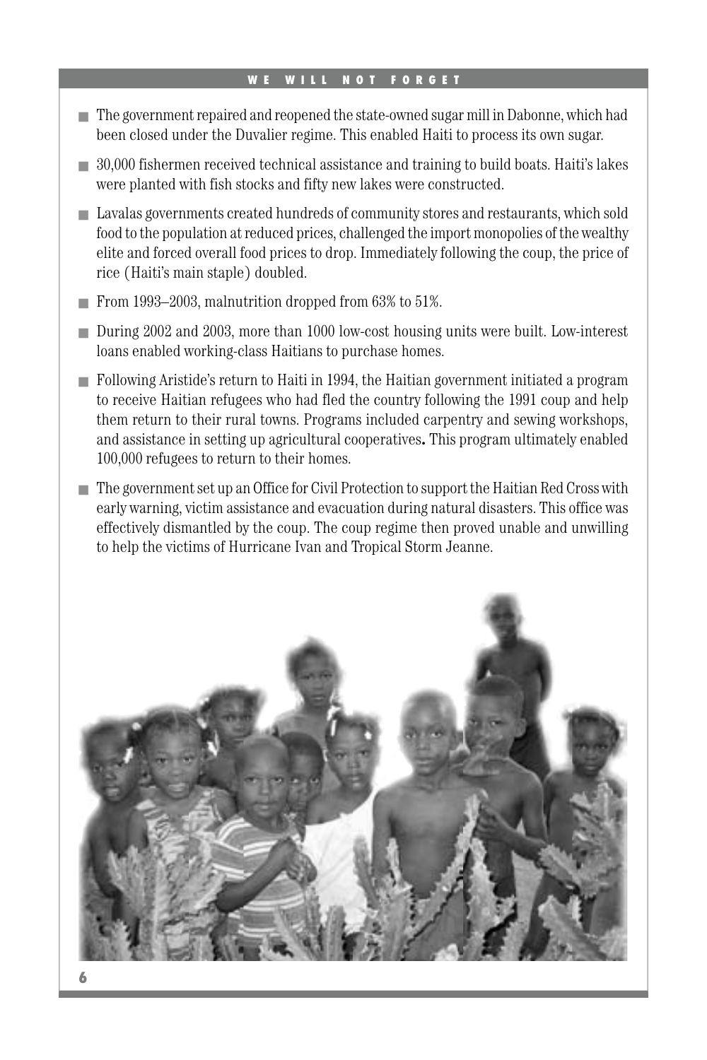- The government repaired and reopened the state-owned sugar mill in Dabonne, which had been closed under the Duvalier regime. This enabled Haiti to process its own sugar.
- 30,000 fishermen received technical assistance and training to build boats. Haiti's lakes were planted with fish stocks and fifty new lakes were constructed.
- Lavalas governments created hundreds of community stores and restaurants, which sold food to the population at reduced prices, challenged the import monopolies of the wealthy elite and forced overall food prices to drop. Immediately following the coup, the price of rice (Haiti's main staple) doubled.
- From 1993–2003, malnutrition dropped from 63% to 51%.
- During 2002 and 2003, more than 1000 low-cost housing units were built. Low-interest loans enabled working-class Haitians to purchase homes.
- Following Aristide's return to Haiti in 1994, the Haitian government initiated a program to receive Haitian refugees who had fled the country following the 1991 coup and help them return to their rural towns. Programs included carpentry and sewing workshops, and assistance in setting up agricultural cooperatives**.** This program ultimately enabled 100,000 refugees to return to their homes.
- The government set up an Office for Civil Protection to support the Haitian Red Cross with early warning, victim assistance and evacuation during natural disasters. This office was effectively dismantled by the coup. The coup regime then proved unable and unwilling to help the victims of Hurricane Ivan and Tropical Storm Jeanne.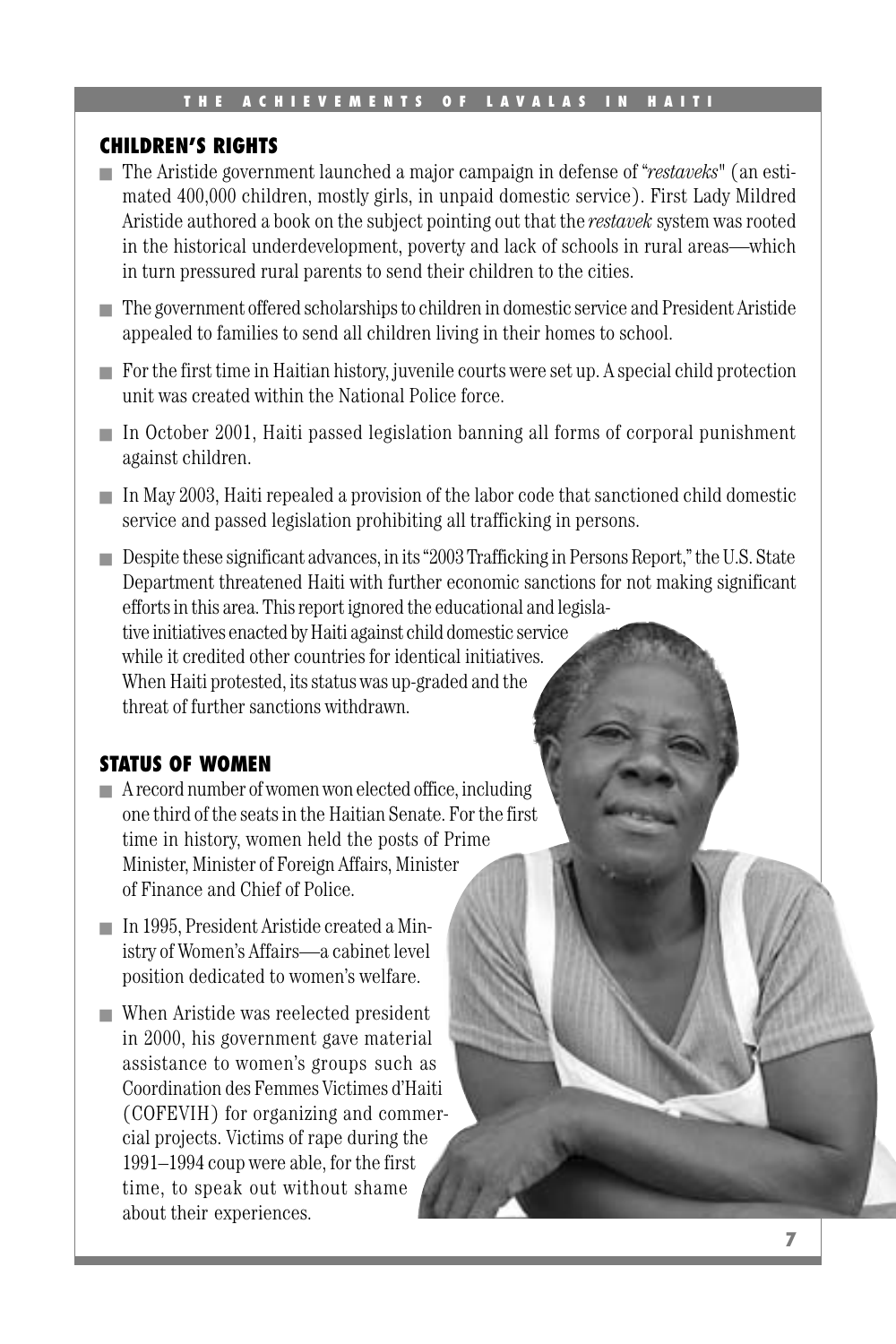## CHILDREN'S RIGHTS

- The Aristide government launched a major campaign in defense of "*restaveks*" (an estimated 400,000 children, mostly girls, in unpaid domestic service). First Lady Mildred Aristide authored a book on the subject pointing out that the *restavek* system was rooted in the historical underdevelopment, poverty and lack of schools in rural areas—which in turn pressured rural parents to send their children to the cities.
- The government offered scholarships to children in domestic service and President Aristide appealed to families to send all children living in their homes to school.
- For the first time in Haitian history, juvenile courts were set up. A special child protection unit was created within the National Police force.
- In October 2001, Haiti passed legislation banning all forms of corporal punishment against children.
- In May 2003, Haiti repealed a provision of the labor code that sanctioned child domestic service and passed legislation prohibiting all trafficking in persons.
- Despite these significant advances, in its "2003 Trafficking in Persons Report," the U.S. State Department threatened Haiti with further economic sanctions for not making significant efforts in this area. This report ignored the educational and legislative initiatives enacted by Haiti against child domestic service while it credited other countries for identical initiatives. When Haiti protested, its status was up-graded and the threat of further sanctions withdrawn.

## STATUS OF WOMEN

- A record number of women won elected office, including one third of the seats in the Haitian Senate. For the first time in history, women held the posts of Prime Minister, Minister of Foreign Affairs, Minister of Finance and Chief of Police.
- In 1995, President Aristide created a Ministry of Women's Affairs—a cabinet level position dedicated to women's welfare.
- When Aristide was reelected president in 2000, his government gave material assistance to women's groups such as Coordination des Femmes Victimes d'Haiti (COFEVIH) for organizing and commercial projects. Victims of rape during the 1991–1994 coup were able, for the first time, to speak out without shame about their experiences.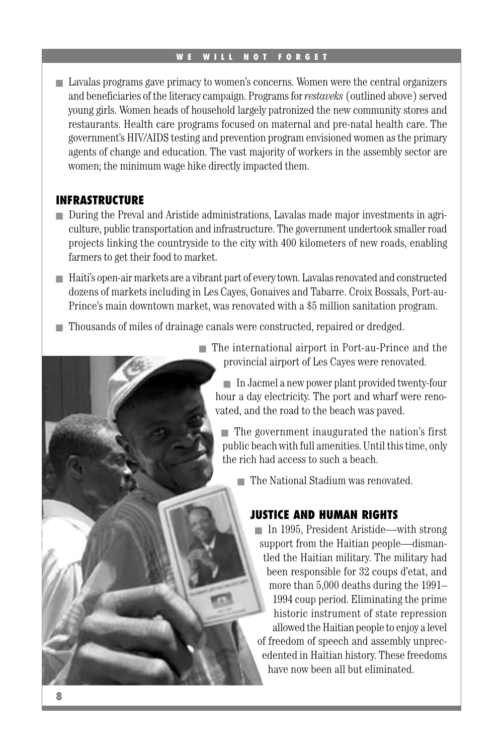- Lavalas programs gave primacy to women's concerns. Women were the central organizers and beneficiaries of the literacy campaign. Programs for *restaveks* (outlined above) served young girls. Women heads of household largely patronized the new community stores and restaurants. Health care programs focused on maternal and pre-natal health care. The government's HIV/AIDS testing and prevention program envisioned women as the primary agents of change and education. The vast majority of workers in the assembly sector are women; the minimum wage hike directly impacted them.

## INFRASTRUCTURE

- During the Preval and Aristide administrations, Lavalas made major investments in agriculture, public transportation and infrastructure. The government undertook smaller road projects linking the countryside to the city with 400 kilometers of new roads, enabling farmers to get their food to market.
- Haiti's open-air markets are a vibrant part of every town. Lavalas renovated and constructed dozens of markets including in Les Cayes, Gonaives and Tabarre. Croix Bossals, Port-au-Prince's main downtown market, was renovated with a $5 million sanitation program.
- Thousands of miles of drainage canals were constructed, repaired or dredged.
- The international airport in Port-au-Prince and the provincial airport of Les Cayes were renovated.
- In Jacmel a new power plant provided twenty-four hour a day electricity. The port and wharf were renovated, and the road to the beach was paved.
- The government inaugurated the nation's first public beach with full amenities. Until this time, only the rich had access to such a beach.
- The National Stadium was renovated.

## JUSTICE AND HUMAN RIGHTS

- In 1995, President Aristide—with strong support from the Haitian people—dismantled the Haitian military. The military had been responsible for 32 coups d'etat, and more than 5,000 deaths during the 1991–1994 coup period. Eliminating the prime historic instrument of state repression allowed the Haitian people to enjoy a level of freedom of speech and assembly unprecedented in Haitian history. These freedoms have now been all but eliminated.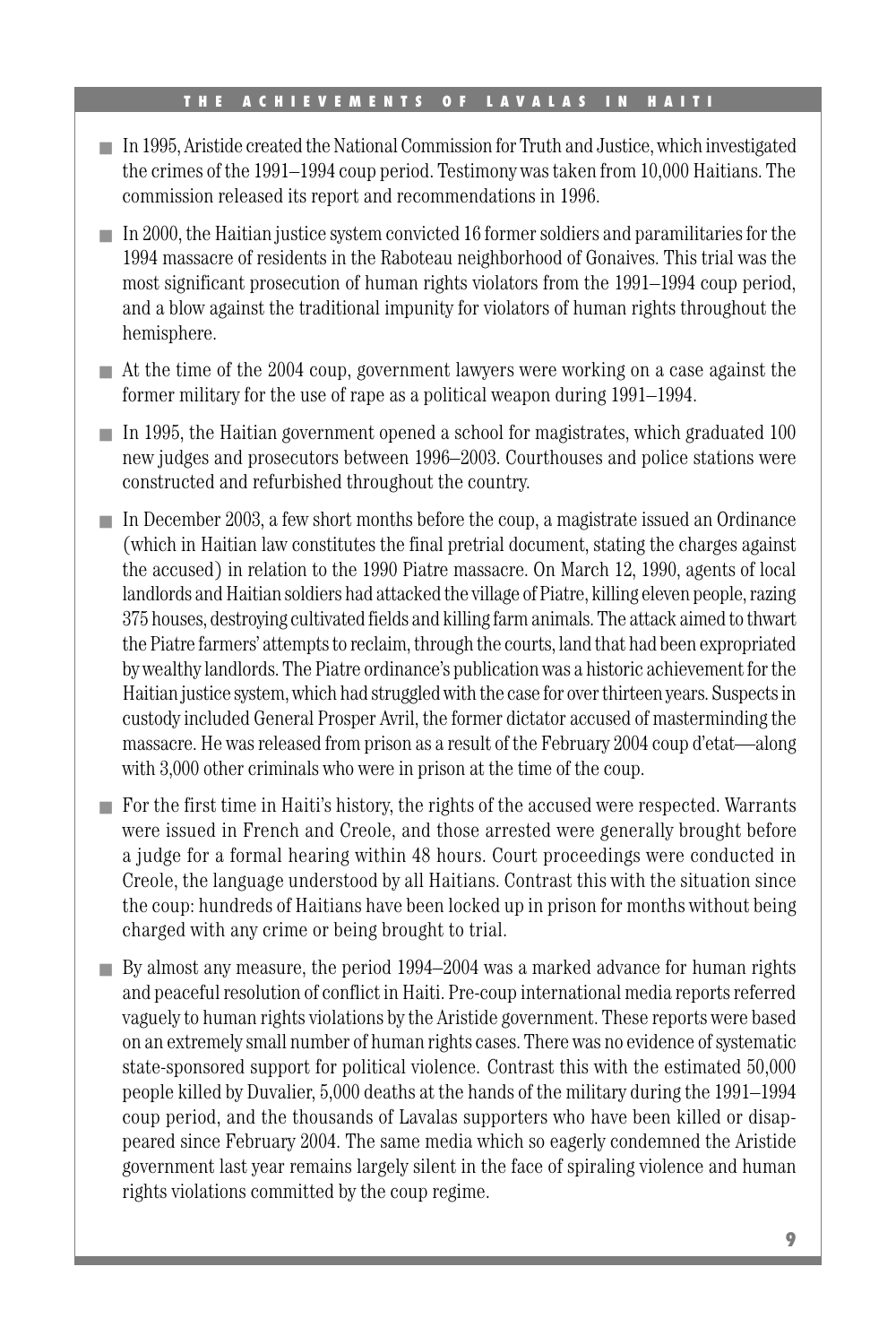- In 1995, Aristide created the National Commission for Truth and Justice, which investigated the crimes of the 1991–1994 coup period. Testimony was taken from 10,000 Haitians. The commission released its report and recommendations in 1996.
- In 2000, the Haitian justice system convicted 16 former soldiers and paramilitaries for the 1994 massacre of residents in the Raboteau neighborhood of Gonaives. This trial was the most significant prosecution of human rights violators from the 1991–1994 coup period, and a blow against the traditional impunity for violators of human rights throughout the hemisphere.
- At the time of the 2004 coup, government lawyers were working on a case against the former military for the use of rape as a political weapon during 1991–1994.
- In 1995, the Haitian government opened a school for magistrates, which graduated 100 new judges and prosecutors between 1996–2003. Courthouses and police stations were constructed and refurbished throughout the country.
- In December 2003, a few short months before the coup, a magistrate issued an Ordinance (which in Haitian law constitutes the final pretrial document, stating the charges against the accused) in relation to the 1990 Piatre massacre. On March 12, 1990, agents of local landlords and Haitian soldiers had attacked the village of Piatre, killing eleven people, razing 375 houses, destroying cultivated fields and killing farm animals. The attack aimed to thwart the Piatre farmers' attempts to reclaim, through the courts, land that had been expropriated by wealthy landlords. The Piatre ordinance's publication was a historic achievement for the Haitian justice system, which had struggled with the case for over thirteen years. Suspects in custody included General Prosper Avril, the former dictator accused of masterminding the massacre. He was released from prison as a result of the February 2004 coup d'etat—along with 3,000 other criminals who were in prison at the time of the coup.
- For the first time in Haiti's history, the rights of the accused were respected. Warrants were issued in French and Creole, and those arrested were generally brought before a judge for a formal hearing within 48 hours. Court proceedings were conducted in Creole, the language understood by all Haitians. Contrast this with the situation since the coup: hundreds of Haitians have been locked up in prison for months without being charged with any crime or being brought to trial.
- By almost any measure, the period 1994–2004 was a marked advance for human rights and peaceful resolution of conflict in Haiti. Pre-coup international media reports referred vaguely to human rights violations by the Aristide government. These reports were based on an extremely small number of human rights cases. There was no evidence of systematic state-sponsored support for political violence. Contrast this with the estimated 50,000 people killed by Duvalier, 5,000 deaths at the hands of the military during the 1991–1994 coup period, and the thousands of Lavalas supporters who have been killed or disappeared since February 2004. The same media which so eagerly condemned the Aristide government last year remains largely silent in the face of spiraling violence and human rights violations committed by the coup regime.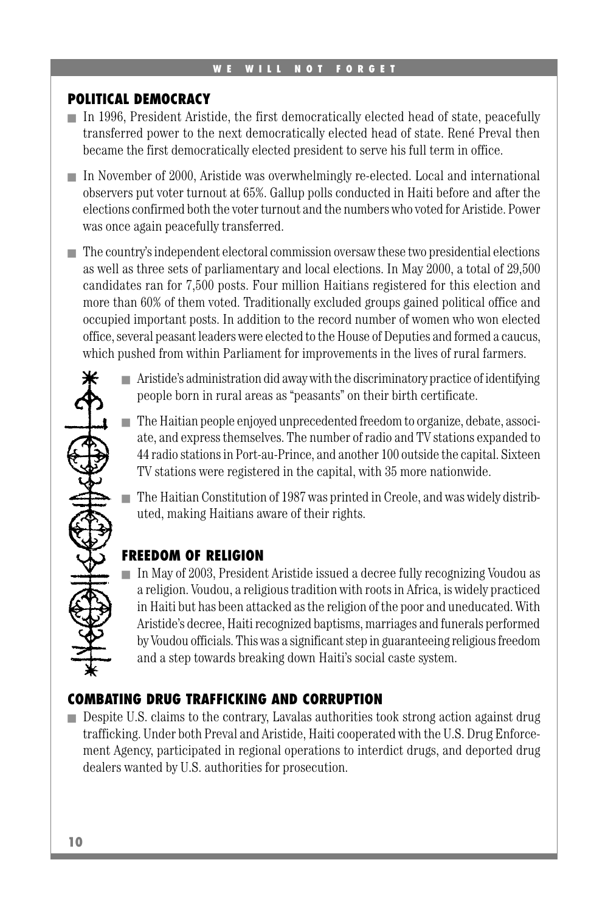## POLITICAL DEMOCRACY

- In 1996, President Aristide, the first democratically elected head of state, peacefully transferred power to the next democratically elected head of state. René Preval then became the first democratically elected president to serve his full term in office.
- In November of 2000, Aristide was overwhelmingly re-elected. Local and international observers put voter turnout at 65%. Gallup polls conducted in Haiti before and after the elections confirmed both the voter turnout and the numbers who voted for Aristide. Power was once again peacefully transferred.
- The country's independent electoral commission oversaw these two presidential elections as well as three sets of parliamentary and local elections. In May 2000, a total of 29,500 candidates ran for 7,500 posts. Four million Haitians registered for this election and more than 60% of them voted. Traditionally excluded groups gained political office and occupied important posts. In addition to the record number of women who won elected office, several peasant leaders were elected to the House of Deputies and formed a caucus, which pushed from within Parliament for improvements in the lives of rural farmers.
- Aristide's administration did away with the discriminatory practice of identifying people born in rural areas as "peasants" on their birth certificate.
- The Haitian people enjoyed unprecedented freedom to organize, debate, associate, and express themselves. The number of radio and TV stations expanded to 44 radio stations in Port-au-Prince, and another 100 outside the capital. Sixteen TV stations were registered in the capital, with 35 more nationwide.
- The Haitian Constitution of 1987 was printed in Creole, and was widely distributed, making Haitians aware of their rights.

## FREEDOM OF RELIGION

- In May of 2003, President Aristide issued a decree fully recognizing Voudou as a religion. Voudou, a religious tradition with roots in Africa, is widely practiced in Haiti but has been attacked as the religion of the poor and uneducated. With Aristide's decree, Haiti recognized baptisms, marriages and funerals performed by Voudou officials. This was a significant step in guaranteeing religious freedom and a step towards breaking down Haiti's social caste system.

## COMBATING DRUG TRAFFICKING AND CORRUPTION

- Despite U.S. claims to the contrary, Lavalas authorities took strong action against drug trafficking. Under both Preval and Aristide, Haiti cooperated with the U.S. Drug Enforcement Agency, participated in regional operations to interdict drugs, and deported drug dealers wanted by U.S. authorities for prosecution.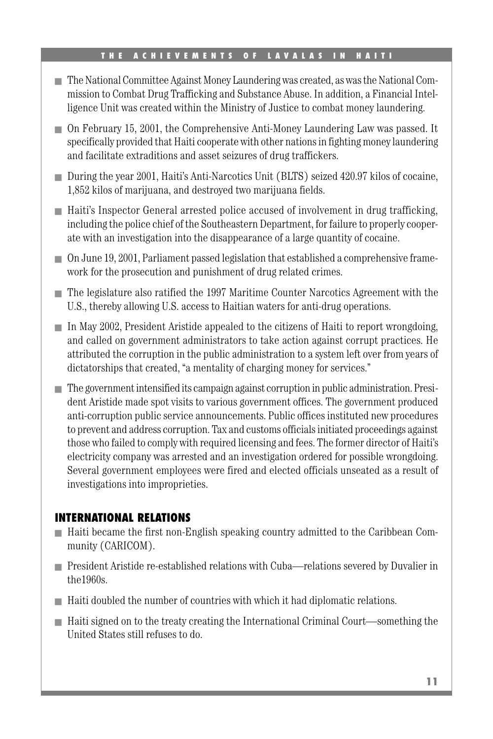- The National Committee Against Money Laundering was created, as was the National Commission to Combat Drug Trafficking and Substance Abuse. In addition, a Financial Intelligence Unit was created within the Ministry of Justice to combat money laundering.
- On February 15, 2001, the Comprehensive Anti-Money Laundering Law was passed. It specifically provided that Haiti cooperate with other nations in fighting money laundering and facilitate extraditions and asset seizures of drug traffickers.
- During the year 2001, Haiti's Anti-Narcotics Unit (BLTS) seized 420.97 kilos of cocaine, 1,852 kilos of marijuana, and destroyed two marijuana fields.
- Haiti's Inspector General arrested police accused of involvement in drug trafficking, including the police chief of the Southeastern Department, for failure to properly cooperate with an investigation into the disappearance of a large quantity of cocaine.
- On June 19, 2001, Parliament passed legislation that established a comprehensive framework for the prosecution and punishment of drug related crimes.
- The legislature also ratified the 1997 Maritime Counter Narcotics Agreement with the U.S., thereby allowing U.S. access to Haitian waters for anti-drug operations.
- In May 2002, President Aristide appealed to the citizens of Haiti to report wrongdoing, and called on government administrators to take action against corrupt practices. He attributed the corruption in the public administration to a system left over from years of dictatorships that created, "a mentality of charging money for services."
- The government intensified its campaign against corruption in public administration. President Aristide made spot visits to various government offices. The government produced anti-corruption public service announcements. Public offices instituted new procedures to prevent and address corruption. Tax and customs officials initiated proceedings against those who failed to comply with required licensing and fees. The former director of Haiti's electricity company was arrested and an investigation ordered for possible wrongdoing. Several government employees were fired and elected officials unseated as a result of investigations into improprieties.

## INTERNATIONAL RELATIONS

- Haiti became the first non-English speaking country admitted to the Caribbean Community (CARICOM).
- President Aristide re-established relations with Cuba—relations severed by Duvalier in the1960s.
- Haiti doubled the number of countries with which it had diplomatic relations.
- Haiti signed on to the treaty creating the International Criminal Court—something the United States still refuses to do.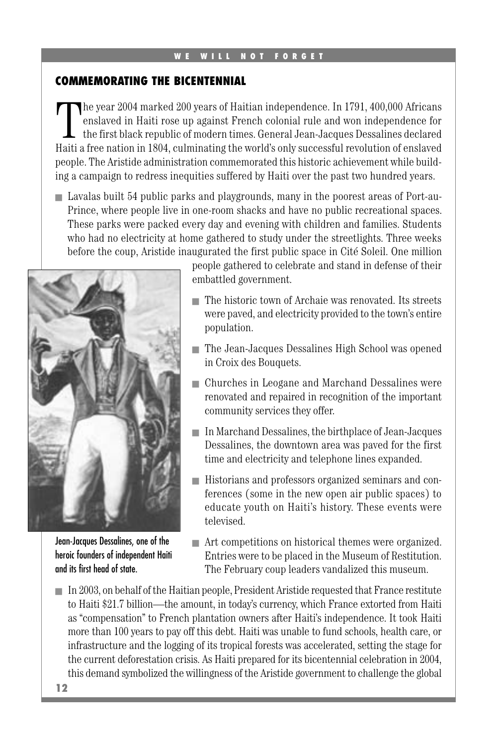## COMMEMORATING THE BICENTENNIAL

The year 2004 marked 200 years of Haitian independence. In 1791, 400,000 Africans enslaved in Haiti rose up against French colonial rule and won independence for the first black republic of modern times. General Jean-Jacques Dessalines declared Haiti a free nation in 1804, culminating the world's only successful revolution of enslaved people. The Aristide administration commemorated this historic achievement while building a campaign to redress inequities suffered by Haiti over the past two hundred years.

- Lavalas built 54 public parks and playgrounds, many in the poorest areas of Port-au-Prince, where people live in one-room shacks and have no public recreational spaces. These parks were packed every day and evening with children and families. Students who had no electricity at home gathered to study under the streetlights. Three weeks before the coup, Aristide inaugurated the first public space in Cité Soleil. One million people gathered to celebrate and stand in defense of their embattled government.
- The historic town of Archaie was renovated. Its streets were paved, and electricity provided to the town's entire population.
- The Jean-Jacques Dessalines High School was opened in Croix des Bouquets.
- Churches in Leogane and Marchand Dessalines were renovated and repaired in recognition of the important community services they offer.
- In Marchand Dessalines, the birthplace of Jean-Jacques Dessalines, the downtown area was paved for the first time and electricity and telephone lines expanded.
- Historians and professors organized seminars and conferences (some in the new open air public spaces) to educate youth on Haiti's history. These events were televised.
- Art competitions on historical themes were organized. Entries were to be placed in the Museum of Restitution. The February coup leaders vandalized this museum.

Jean-Jacques Dessalines, one of the heroic founders of independent Haiti and its first head of state.

- In 2003, on behalf of the Haitian people, President Aristide requested that France restitute to Haiti $21.7 billion—the amount, in today's currency, which France extorted from Haiti as "compensation" to French plantation owners after Haiti's independence. It took Haiti more than 100 years to pay off this debt. Haiti was unable to fund schools, health care, or infrastructure and the logging of its tropical forests was accelerated, setting the stage for the current deforestation crisis. As Haiti prepared for its bicentennial celebration in 2004, this demand symbolized the willingness of the Aristide government to challenge the global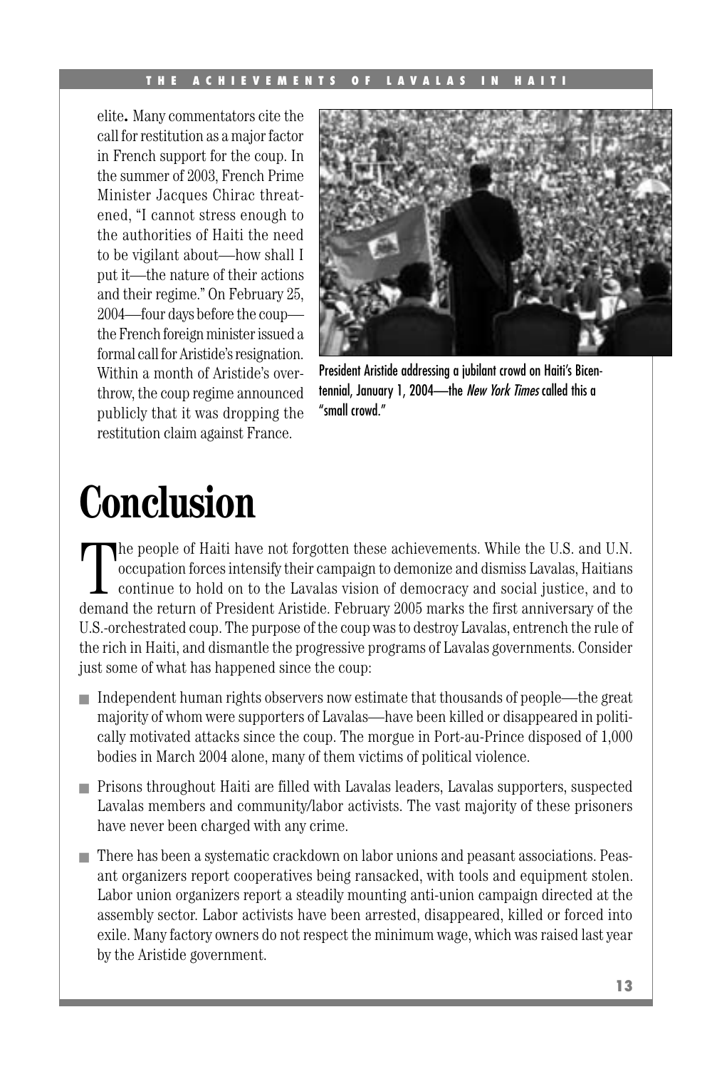elite. Many commentators cite the call for restitution as a major factor in French support for the coup. In the summer of 2003, French Prime Minister Jacques Chirac threatened, "I cannot stress enough to the authorities of Haiti the need to be vigilant about—how shall I put it—the nature of their actions and their regime." On February 25, 2004—four days before the coup—the French foreign minister issued a formal call for Aristide's resignation. Within a month of Aristide's overthrow, the coup regime announced publicly that it was dropping the restitution claim against France.

President Aristide addressing a jubilant crowd on Haiti's Bicentennial, January 1, 2004—the *New York Times* called this a "small crowd."

# Conclusion

The people of Haiti have not forgotten these achievements. While the U.S. and U.N. occupation forces intensify their campaign to demonize and dismiss Lavalas, Haitians continue to hold on to the Lavalas vision of democracy and social justice, and to demand the return of President Aristide. February 2005 marks the first anniversary of the U.S.-orchestrated coup. The purpose of the coup was to destroy Lavalas, entrench the rule of the rich in Haiti, and dismantle the progressive programs of Lavalas governments. Consider just some of what has happened since the coup:

- Independent human rights observers now estimate that thousands of people—the great majority of whom were supporters of Lavalas—have been killed or disappeared in politically motivated attacks since the coup. The morgue in Port-au-Prince disposed of 1,000 bodies in March 2004 alone, many of them victims of political violence.
- Prisons throughout Haiti are filled with Lavalas leaders, Lavalas supporters, suspected Lavalas members and community/labor activists. The vast majority of these prisoners have never been charged with any crime.
- There has been a systematic crackdown on labor unions and peasant associations. Peasant organizers report cooperatives being ransacked, with tools and equipment stolen. Labor union organizers report a steadily mounting anti-union campaign directed at the assembly sector. Labor activists have been arrested, disappeared, killed or forced into exile. Many factory owners do not respect the minimum wage, which was raised last year by the Aristide government.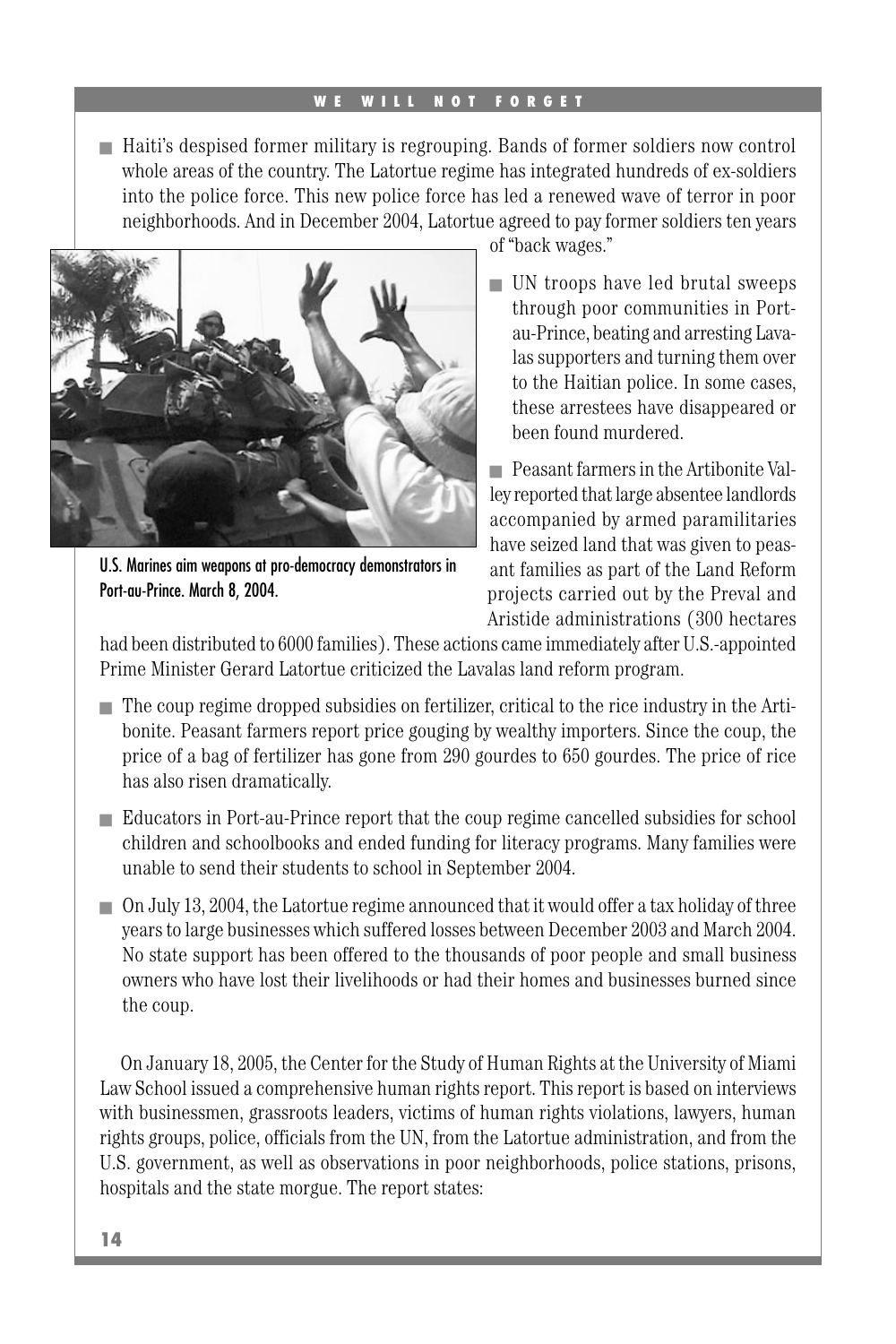- Haiti's despised former military is regrouping. Bands of former soldiers now control whole areas of the country. The Latortue regime has integrated hundreds of ex-soldiers into the police force. This new police force has led a renewed wave of terror in poor neighborhoods. And in December 2004, Latortue agreed to pay former soldiers ten years of "back wages."

U.S. Marines aim weapons at pro-democracy demonstrators in Port-au-Prince. March 8, 2004.

- UN troops have led brutal sweeps through poor communities in Port-au-Prince, beating and arresting Lavalas supporters and turning them over to the Haitian police. In some cases, these arrestees have disappeared or been found murdered.

- Peasant farmers in the Artibonite Valley reported that large absentee landlords accompanied by armed paramilitaries have seized land that was given to peasant families as part of the Land Reform projects carried out by the Preval and Aristide administrations (300 hectares had been distributed to 6000 families). These actions came immediately after U.S.-appointed Prime Minister Gerard Latortue criticized the Lavalas land reform program.

- The coup regime dropped subsidies on fertilizer, critical to the rice industry in the Artibonite. Peasant farmers report price gouging by wealthy importers. Since the coup, the price of a bag of fertilizer has gone from 290 gourdes to 650 gourdes. The price of rice has also risen dramatically.

- Educators in Port-au-Prince report that the coup regime cancelled subsidies for school children and schoolbooks and ended funding for literacy programs. Many families were unable to send their students to school in September 2004.

- On July 13, 2004, the Latortue regime announced that it would offer a tax holiday of three years to large businesses which suffered losses between December 2003 and March 2004. No state support has been offered to the thousands of poor people and small business owners who have lost their livelihoods or had their homes and businesses burned since the coup.

On January 18, 2005, the Center for the Study of Human Rights at the University of Miami Law School issued a comprehensive human rights report. This report is based on interviews with businessmen, grassroots leaders, victims of human rights violations, lawyers, human rights groups, police, officials from the UN, from the Latortue administration, and from the U.S. government, as well as observations in poor neighborhoods, police stations, prisons, hospitals and the state morgue. The report states: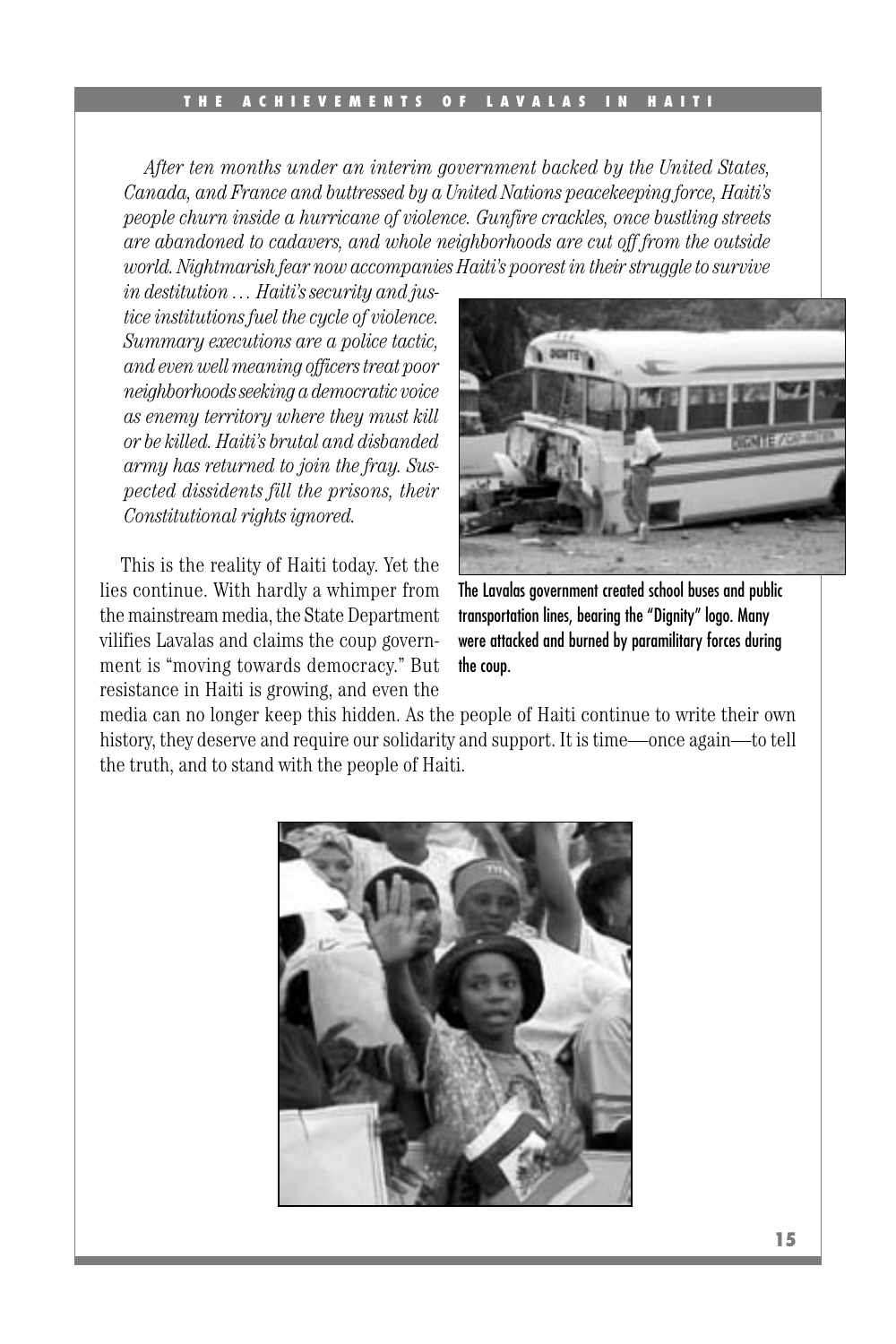*After ten months under an interim government backed by the United States, Canada, and France and buttressed by a United Nations peacekeeping force, Haiti's people churn inside a hurricane of violence. Gunfire crackles, once bustling streets are abandoned to cadavers, and whole neighborhoods are cut off from the outside world. Nightmarish fear now accompanies Haiti's poorest in their struggle to survive in destitution … Haiti's security and justice institutions fuel the cycle of violence. Summary executions are a police tactic, and even well meaning officers treat poor neighborhoods seeking a democratic voice as enemy territory where they must kill or be killed. Haiti's brutal and disbanded army has returned to join the fray. Suspected dissidents fill the prisons, their Constitutional rights ignored.*

This is the reality of Haiti today. Yet the lies continue. With hardly a whimper from the mainstream media, the State Department vilifies Lavalas and claims the coup government is "moving towards democracy." But resistance in Haiti is growing, and even the media can no longer keep this hidden. As the people of Haiti continue to write their own history, they deserve and require our solidarity and support. It is time—once again—to tell the truth, and to stand with the people of Haiti.

The Lavalas government created school buses and public transportation lines, bearing the "Dignity" logo. Many were attacked and burned by paramilitary forces during the coup.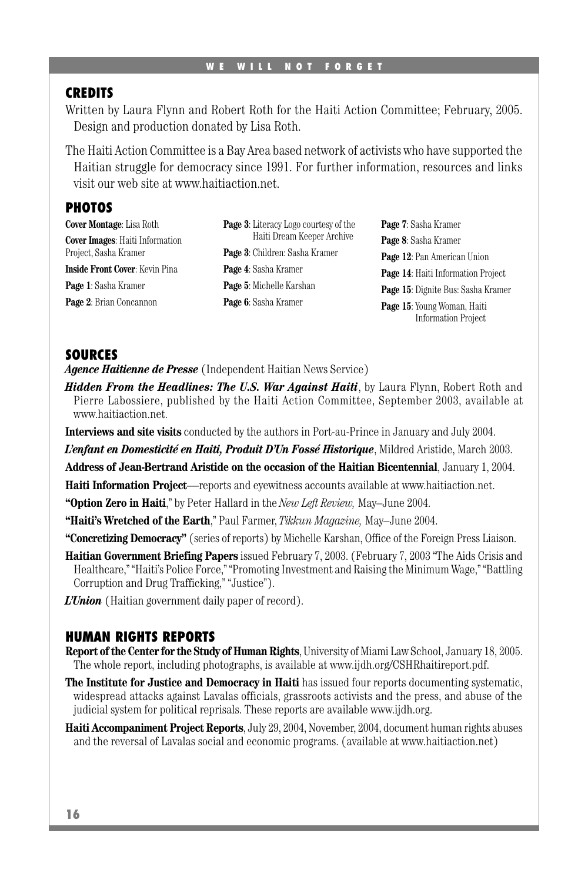## CREDITS

Written by Laura Flynn and Robert Roth for the Haiti Action Committee; February, 2005. Design and production donated by Lisa Roth.

The Haiti Action Committee is a Bay Area based network of activists who have supported the Haitian struggle for democracy since 1991. For further information, resources and links visit our web site at www.haitiaction.net.

## PHOTOS

**Cover Montage**: Lisa Roth
**Cover Images**: Haiti Information Project, Sasha Kramer
**Inside Front Cover**: Kevin Pina
**Page 1**: Sasha Kramer
**Page 2**: Brian Concannon
**Page 3**: Literacy Logo courtesy of the Haiti Dream Keeper Archive
**Page 3**: Children: Sasha Kramer
**Page 4**: Sasha Kramer
**Page 5**: Michelle Karshan
**Page 6**: Sasha Kramer
**Page 7**: Sasha Kramer
**Page 8**: Sasha Kramer
**Page 12**: Pan American Union
**Page 14**: Haiti Information Project
**Page 15**: Dignite Bus: Sasha Kramer
**Page 15**: Young Woman, Haiti Information Project

## SOURCES

***Agence Haitienne de Presse*** (Independent Haitian News Service)

***Hidden From the Headlines: The U.S. War Against Haiti***, by Laura Flynn, Robert Roth and Pierre Labossiere, published by the Haiti Action Committee, September 2003, available at www.haitiaction.net.

**Interviews and site visits** conducted by the authors in Port-au-Prince in January and July 2004.

***L'enfant en Domesticité en Haiti, Produit D'Un Fossé Historique***, Mildred Aristide, March 2003.

**Address of Jean-Bertrand Aristide on the occasion of the Haitian Bicentennial**, January 1, 2004.

**Haiti Information Project**—reports and eyewitness accounts available at www.haitiaction.net.

**"Option Zero in Haiti**," by Peter Hallard in the *New Left Review,* May–June 2004.

**"Haiti's Wretched of the Earth**," Paul Farmer, *Tikkun Magazine,* May–June 2004.

**"Concretizing Democracy"** (series of reports) by Michelle Karshan, Office of the Foreign Press Liaison.

**Haitian Government Briefing Papers** issued February 7, 2003. (February 7, 2003 "The Aids Crisis and Healthcare," "Haiti's Police Force," "Promoting Investment and Raising the Minimum Wage," "Battling Corruption and Drug Trafficking," "Justice").

***L'Union*** (Haitian government daily paper of record).

## HUMAN RIGHTS REPORTS

**Report of the Center for the Study of Human Rights**, University of Miami Law School, January 18, 2005. The whole report, including photographs, is available at www.ijdh.org/CSHRhaitireport.pdf.

**The Institute for Justice and Democracy in Haiti** has issued four reports documenting systematic, widespread attacks against Lavalas officials, grassroots activists and the press, and abuse of the judicial system for political reprisals. These reports are available www.ijdh.org.

**Haiti Accompaniment Project Reports**, July 29, 2004, November, 2004, document human rights abuses and the reversal of Lavalas social and economic programs. (available at www.haitiaction.net)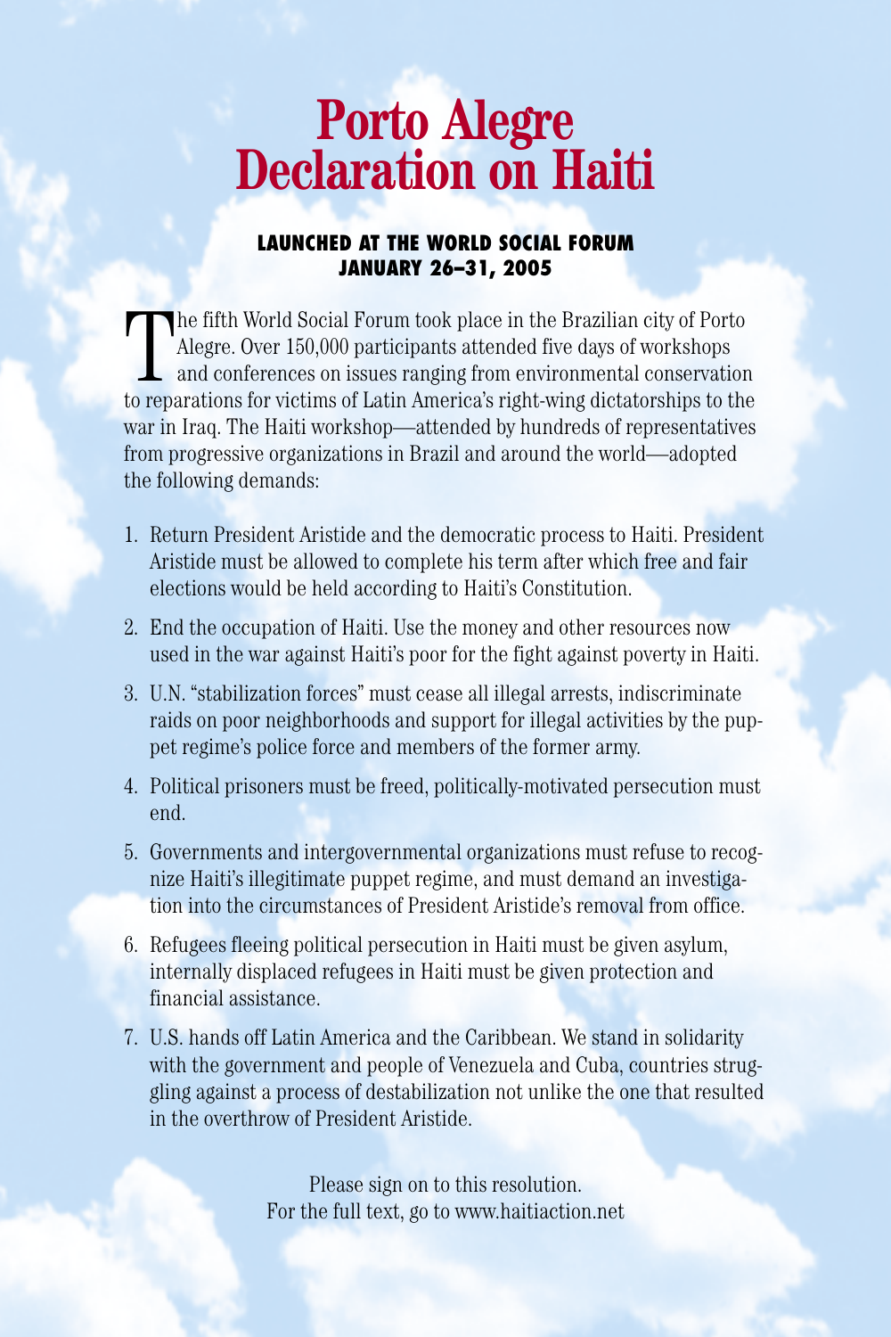# Porto Alegre Declaration on Haiti

**LAUNCHED AT THE WORLD SOCIAL FORUM**
**JANUARY 26–31, 2005**

The fifth World Social Forum took place in the Brazilian city of Porto Alegre. Over 150,000 participants attended five days of workshops and conferences on issues ranging from environmental conservation to reparations for victims of Latin America's right-wing dictatorships to the war in Iraq. The Haiti workshop—attended by hundreds of representatives from progressive organizations in Brazil and around the world—adopted the following demands:

1. Return President Aristide and the democratic process to Haiti. President Aristide must be allowed to complete his term after which free and fair elections would be held according to Haiti's Constitution.
2. End the occupation of Haiti. Use the money and other resources now used in the war against Haiti's poor for the fight against poverty in Haiti.
3. U.N. "stabilization forces" must cease all illegal arrests, indiscriminate raids on poor neighborhoods and support for illegal activities by the puppet regime's police force and members of the former army.
4. Political prisoners must be freed, politically-motivated persecution must end.
5. Governments and intergovernmental organizations must refuse to recognize Haiti's illegitimate puppet regime, and must demand an investigation into the circumstances of President Aristide's removal from office.
6. Refugees fleeing political persecution in Haiti must be given asylum, internally displaced refugees in Haiti must be given protection and financial assistance.
7. U.S. hands off Latin America and the Caribbean. We stand in solidarity with the government and people of Venezuela and Cuba, countries struggling against a process of destabilization not unlike the one that resulted in the overthrow of President Aristide.

Please sign on to this resolution.
For the full text, go to www.haitiaction.net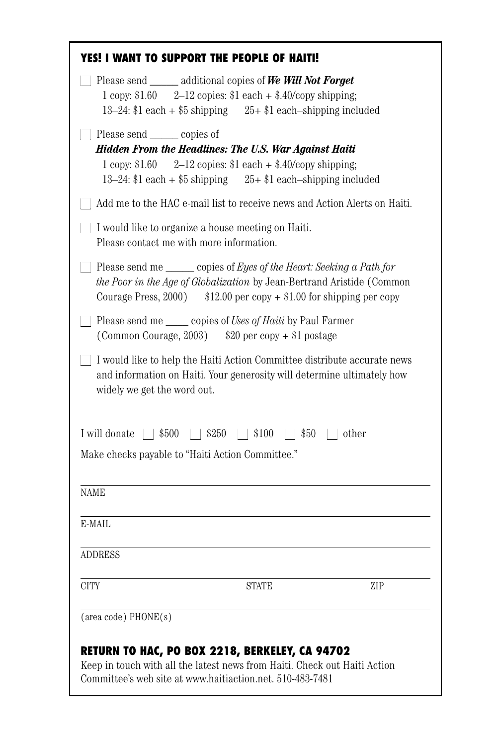## YES! I WANT TO SUPPORT THE PEOPLE OF HAITI!

- [ ] Please send _____ additional copies of ***We Will Not Forget***
  1 copy: $1.60  2–12 copies: $1 each + $.40/copy shipping;
  13–24: $1 each + $5 shipping  25+ $1 each–shipping included

- [ ] Please send _____ copies of
  ***Hidden From the Headlines: The U.S. War Against Haiti***
  1 copy: $1.60  2–12 copies: $1 each + $.40/copy shipping;
  13–24: $1 each + $5 shipping  25+ $1 each–shipping included

- [ ] Add me to the HAC e-mail list to receive news and Action Alerts on Haiti.

- [ ] I would like to organize a house meeting on Haiti.
  Please contact me with more information.

- [ ] Please send me _____ copies of *Eyes of the Heart: Seeking a Path for the Poor in the Age of Globalization* by Jean-Bertrand Aristide (Common Courage Press, 2000)  $12.00 per copy + $1.00 for shipping per copy

- [ ] Please send me ____ copies of *Uses of Haiti* by Paul Farmer (Common Courage, 2003)  $20 per copy + $1 postage

- [ ] I would like to help the Haiti Action Committee distribute accurate news and information on Haiti. Your generosity will determine ultimately how widely we get the word out.

I will donate [ ] $500 [ ] $250 [ ] $100 [ ] $50 [ ] other

Make checks payable to "Haiti Action Committee."

NAME

E-MAIL

ADDRESS

CITY    STATE    ZIP

(area code) PHONE(s)

**RETURN TO HAC, PO BOX 2218, BERKELEY, CA 94702**

Keep in touch with all the latest news from Haiti. Check out Haiti Action Committee's web site at www.haitiaction.net. 510-483-7481